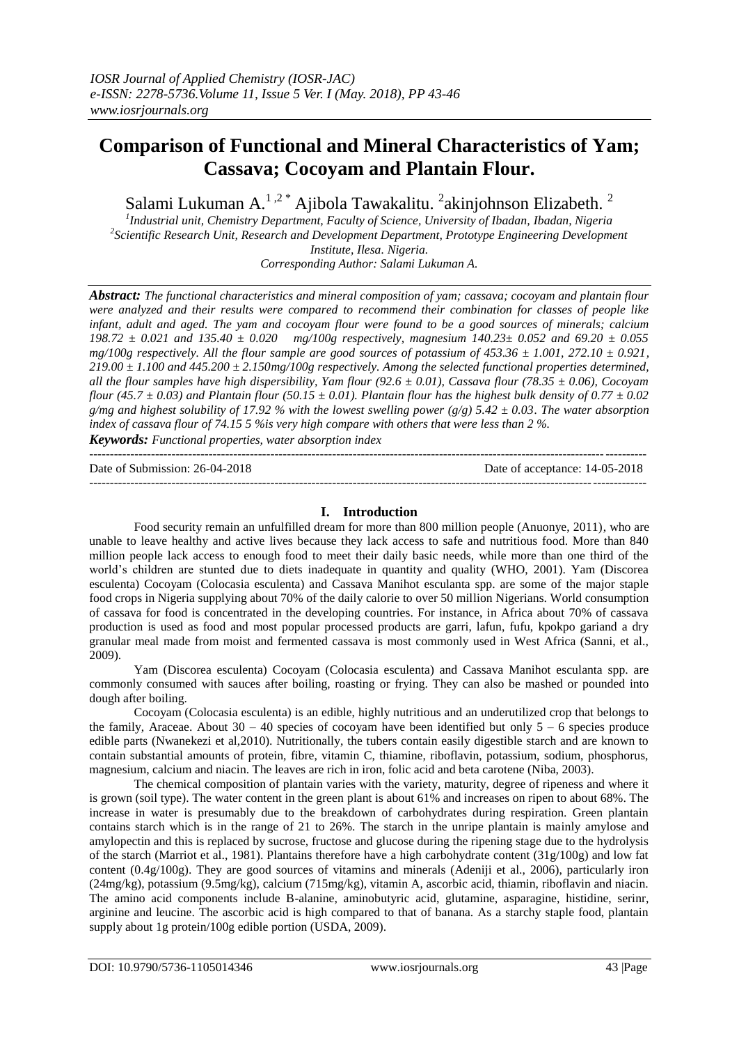# Comparison of Functional and Mineral Characteristics of Yam; Cassava; Cocoyam and Plantain Flour.

Salami Lukuman A.[1,2*] Ajibola Tawakalitu. [2]akinjohnson Elizabeth. [2]

[1]Industrial unit, Chemistry Department, Faculty of Science, University of Ibadan, Ibadan, Nigeria
[2]Scientific Research Unit, Research and Development Department, Prototype Engineering Development Institute, Ilesa. Nigeria.
Corresponding Author: Salami Lukuman A.

***Abstract:*** *The functional characteristics and mineral composition of yam; cassava; cocoyam and plantain flour were analyzed and their results were compared to recommend their combination for classes of people like infant, adult and aged. The yam and cocoyam flour were found to be a good sources of minerals; calcium 198.72 ± 0.021 and 135.40 ± 0.020 mg/100g respectively, magnesium 140.23± 0.052 and 69.20 ± 0.055 mg/100g respectively. All the flour sample are good sources of potassium of 453.36 ± 1.001, 272.10 ± 0.921, 219.00 ± 1.100 and 445.200 ± 2.150mg/100g respectively. Among the selected functional properties determined, all the flour samples have high dispersibility, Yam flour (92.6 ± 0.01), Cassava flour (78.35 ± 0.06), Cocoyam flour (45.7 ± 0.03) and Plantain flour (50.15 ± 0.01). Plantain flour has the highest bulk density of 0.77 ± 0.02 g/mg and highest solubility of 17.92 % with the lowest swelling power (g/g) 5.42 ± 0.03. The water absorption index of cassava flour of 74.15 5 %is very high compare with others that were less than 2 %.*

***Keywords:*** *Functional properties, water absorption index*

---

Date of Submission: 26-04-2018 | Date of acceptance: 14-05-2018

---

## I. Introduction

Food security remain an unfulfilled dream for more than 800 million people (Anuonye, 2011), who are unable to leave healthy and active lives because they lack access to safe and nutritious food. More than 840 million people lack access to enough food to meet their daily basic needs, while more than one third of the world's children are stunted due to diets inadequate in quantity and quality (WHO, 2001). Yam (Discorea esculenta) Cocoyam (Colocasia esculenta) and Cassava Manihot esculanta spp. are some of the major staple food crops in Nigeria supplying about 70% of the daily calorie to over 50 million Nigerians. World consumption of cassava for food is concentrated in the developing countries. For instance, in Africa about 70% of cassava production is used as food and most popular processed products are garri, lafun, fufu, kpokpo gariand a dry granular meal made from moist and fermented cassava is most commonly used in West Africa (Sanni, et al., 2009).

Yam (Discorea esculenta) Cocoyam (Colocasia esculenta) and Cassava Manihot esculanta spp. are commonly consumed with sauces after boiling, roasting or frying. They can also be mashed or pounded into dough after boiling.

Cocoyam (Colocasia esculenta) is an edible, highly nutritious and an underutilized crop that belongs to the family, Araceae. About 30 – 40 species of cocoyam have been identified but only 5 – 6 species produce edible parts (Nwanekezi et al,2010). Nutritionally, the tubers contain easily digestible starch and are known to contain substantial amounts of protein, fibre, vitamin C, thiamine, riboflavin, potassium, sodium, phosphorus, magnesium, calcium and niacin. The leaves are rich in iron, folic acid and beta carotene (Niba, 2003).

The chemical composition of plantain varies with the variety, maturity, degree of ripeness and where it is grown (soil type). The water content in the green plant is about 61% and increases on ripen to about 68%. The increase in water is presumably due to the breakdown of carbohydrates during respiration. Green plantain contains starch which is in the range of 21 to 26%. The starch in the unripe plantain is mainly amylose and amylopectin and this is replaced by sucrose, fructose and glucose during the ripening stage due to the hydrolysis of the starch (Marriot et al., 1981). Plantains therefore have a high carbohydrate content (31g/100g) and low fat content (0.4g/100g). They are good sources of vitamins and minerals (Adeniji et al., 2006), particularly iron (24mg/kg), potassium (9.5mg/kg), calcium (715mg/kg), vitamin A, ascorbic acid, thiamin, riboflavin and niacin. The amino acid components include B-alanine, aminobutyric acid, glutamine, asparagine, histidine, serinr, arginine and leucine. The ascorbic acid is high compared to that of banana. As a starchy staple food, plantain supply about 1g protein/100g edible portion (USDA, 2009).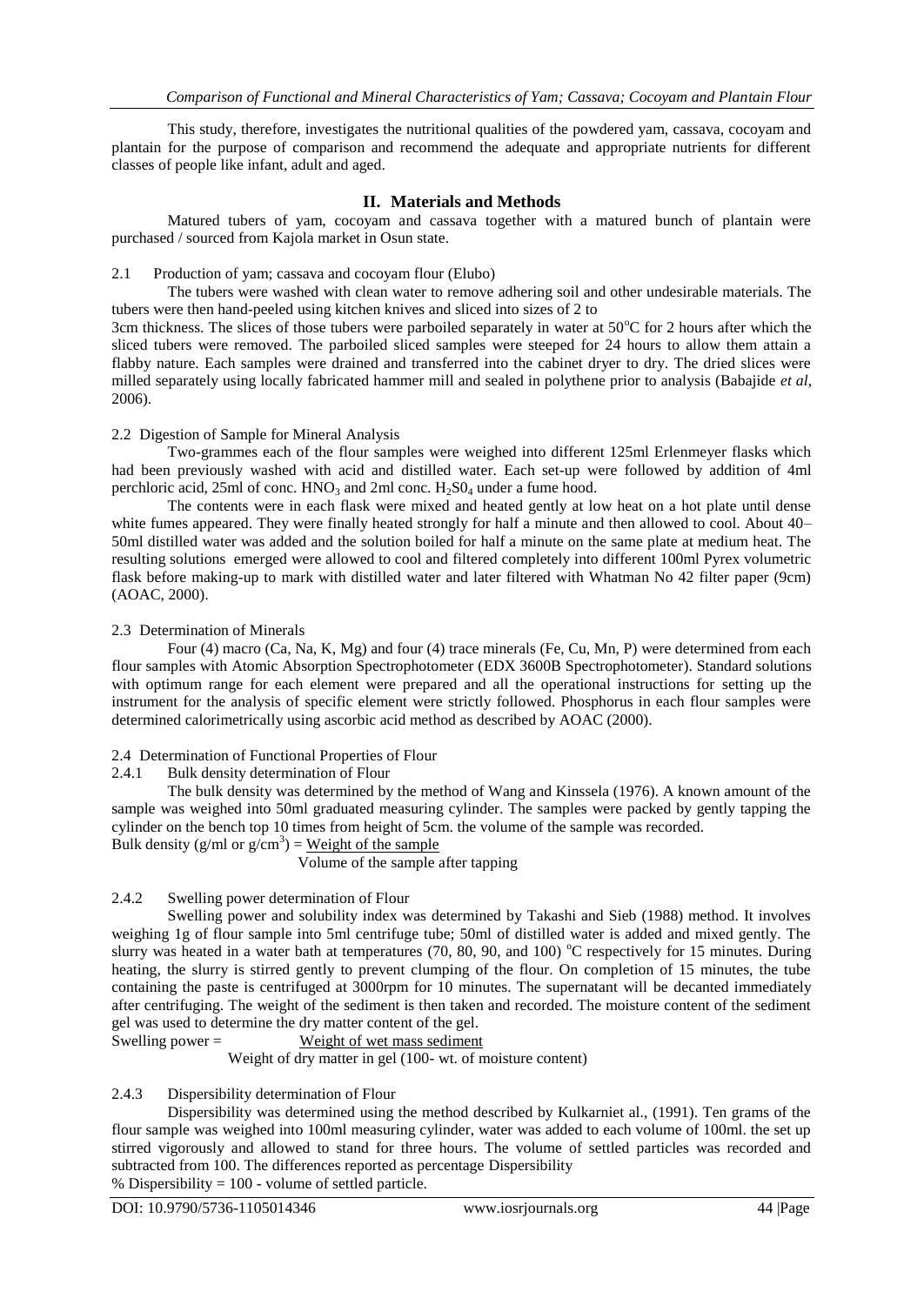This study, therefore, investigates the nutritional qualities of the powdered yam, cassava, cocoyam and plantain for the purpose of comparison and recommend the adequate and appropriate nutrients for different classes of people like infant, adult and aged.

## II. Materials and Methods

Matured tubers of yam, cocoyam and cassava together with a matured bunch of plantain were purchased / sourced from Kajola market in Osun state.

### 2.1 Production of yam; cassava and cocoyam flour (Elubo)

The tubers were washed with clean water to remove adhering soil and other undesirable materials. The tubers were then hand-peeled using kitchen knives and sliced into sizes of 2 to 3cm thickness. The slices of those tubers were parboiled separately in water at 50°C for 2 hours after which the sliced tubers were removed. The parboiled sliced samples were steeped for 24 hours to allow them attain a flabby nature. Each samples were drained and transferred into the cabinet dryer to dry. The dried slices were milled separately using locally fabricated hammer mill and sealed in polythene prior to analysis (Babajide *et al*, 2006).

### 2.2 Digestion of Sample for Mineral Analysis

Two-grammes each of the flour samples were weighed into different 125ml Erlenmeyer flasks which had been previously washed with acid and distilled water. Each set-up were followed by addition of 4ml perchloric acid, 25ml of conc. $HNO_3$ and 2ml conc. $H_2SO_4$ under a fume hood.

The contents were in each flask were mixed and heated gently at low heat on a hot plate until dense white fumes appeared. They were finally heated strongly for half a minute and then allowed to cool. About 40–50ml distilled water was added and the solution boiled for half a minute on the same plate at medium heat. The resulting solutions emerged were allowed to cool and filtered completely into different 100ml Pyrex volumetric flask before making-up to mark with distilled water and later filtered with Whatman No 42 filter paper (9cm) (AOAC, 2000).

### 2.3 Determination of Minerals

Four (4) macro (Ca, Na, K, Mg) and four (4) trace minerals (Fe, Cu, Mn, P) were determined from each flour samples with Atomic Absorption Spectrophotometer (EDX 3600B Spectrophotometer). Standard solutions with optimum range for each element were prepared and all the operational instructions for setting up the instrument for the analysis of specific element were strictly followed. Phosphorus in each flour samples were determined calorimetrically using ascorbic acid method as described by AOAC (2000).

### 2.4 Determination of Functional Properties of Flour

#### 2.4.1 Bulk density determination of Flour

The bulk density was determined by the method of Wang and Kinssela (1976). A known amount of the sample was weighed into 50ml graduated measuring cylinder. The samples were packed by gently tapping the cylinder on the bench top 10 times from height of 5cm. the volume of the sample was recorded.

$$\text{Bulk density (g/ml or g/cm}^3) = \frac{\text{Weight of the sample}}{\text{Volume of the sample after tapping}}$$

#### 2.4.2 Swelling power determination of Flour

Swelling power and solubility index was determined by Takashi and Sieb (1988) method. It involves weighing 1g of flour sample into 5ml centrifuge tube; 50ml of distilled water is added and mixed gently. The slurry was heated in a water bath at temperatures (70, 80, 90, and 100) °C respectively for 15 minutes. During heating, the slurry is stirred gently to prevent clumping of the flour. On completion of 15 minutes, the tube containing the paste is centrifuged at 3000rpm for 10 minutes. The supernatant will be decanted immediately after centrifuging. The weight of the sediment is then taken and recorded. The moisture content of the sediment gel was used to determine the dry matter content of the gel.

$$\text{Swelling power} = \frac{\text{Weight of wet mass sediment}}{\text{Weight of dry matter in gel (100- wt. of moisture content)}}$$

#### 2.4.3 Dispersibility determination of Flour

Dispersibility was determined using the method described by Kulkarniet al., (1991). Ten grams of the flour sample was weighed into 100ml measuring cylinder, water was added to each volume of 100ml. the set up stirred vigorously and allowed to stand for three hours. The volume of settled particles was recorded and subtracted from 100. The differences reported as percentage Dispersibility

% Dispersibility = 100 - volume of settled particle.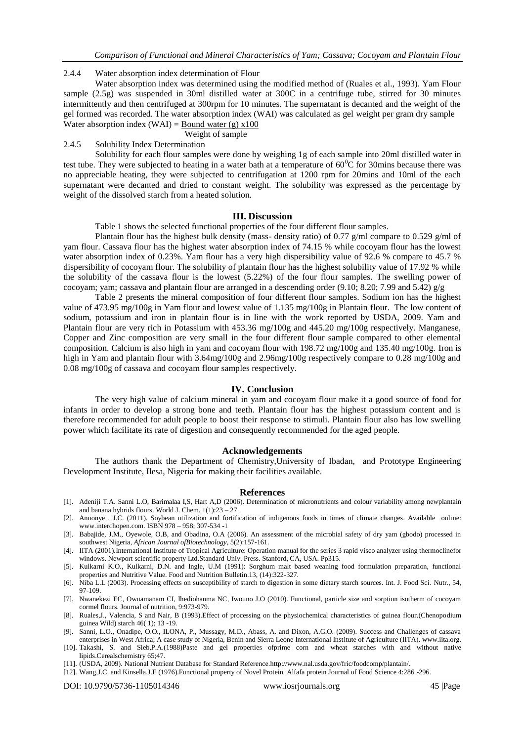2.4.4 Water absorption index determination of Flour

Water absorption index was determined using the modified method of (Ruales et al., 1993). Yam Flour sample (2.5g) was suspended in 30ml distilled water at 300C in a centrifuge tube, stirred for 30 minutes intermittently and then centrifuged at 300rpm for 10 minutes. The supernatant is decanted and the weight of the gel formed was recorded. The water absorption index (WAI) was calculated as gel weight per gram dry sample

$$\text{Water absorption index (WAI)} = \frac{\text{Bound water (g)} \times 100}{\text{Weight of sample}}$$

2.4.5 Solubility Index Determination

Solubility for each flour samples were done by weighing 1g of each sample into 20ml distilled water in test tube. They were subjected to heating in a water bath at a temperature of $60^0$C for 30mins because there was no appreciable heating, they were subjected to centrifugation at 1200 rpm for 20mins and 10ml of the each supernatant were decanted and dried to constant weight. The solubility was expressed as the percentage by weight of the dissolved starch from a heated solution.

## III. Discussion

Table 1 shows the selected functional properties of the four different flour samples.

Plantain flour has the highest bulk density (mass- density ratio) of 0.77 g/ml compare to 0.529 g/ml of yam flour. Cassava flour has the highest water absorption index of 74.15 % while cocoyam flour has the lowest water absorption index of 0.23%. Yam flour has a very high dispersibility value of 92.6 % compare to 45.7 % dispersibility of cocoyam flour. The solubility of plantain flour has the highest solubility value of 17.92 % while the solubility of the cassava flour is the lowest (5.22%) of the four flour samples. The swelling power of cocoyam; yam; cassava and plantain flour are arranged in a descending order (9.10; 8.20; 7.99 and 5.42) g/g

Table 2 presents the mineral composition of four different flour samples. Sodium ion has the highest value of 473.95 mg/100g in Yam flour and lowest value of 1.135 mg/100g in Plantain flour. The low content of sodium, potassium and iron in plantain flour is in line with the work reported by USDA, 2009. Yam and Plantain flour are very rich in Potassium with 453.36 mg/100g and 445.20 mg/100g respectively. Manganese, Copper and Zinc composition are very small in the four different flour sample compared to other elemental composition. Calcium is also high in yam and cocoyam flour with 198.72 mg/100g and 135.40 mg/100g. Iron is high in Yam and plantain flour with 3.64mg/100g and 2.96mg/100g respectively compare to 0.28 mg/100g and 0.08 mg/100g of cassava and cocoyam flour samples respectively.

## IV. Conclusion

The very high value of calcium mineral in yam and cocoyam flour make it a good source of food for infants in order to develop a strong bone and teeth. Plantain flour has the highest potassium content and is therefore recommended for adult people to boost their response to stimuli. Plantain flour also has low swelling power which facilitate its rate of digestion and consequently recommended for the aged people.

## Acknowledgements

The authors thank the Department of Chemistry,University of Ibadan, and Prototype Engineering Development Institute, Ilesa, Nigeria for making their facilities available.

## References

[1]. Adeniji T.A. Sanni L.O, Barimalaa I,S, Hart A,D (2006). Determination of micronutrients and colour variability among newplantain and banana hybrids flours. World J. Chem. 1(1):23 – 27.

[2]. Anuonye , J.C. (2011). Soybean utilization and fortification of indigenous foods in times of climate changes. Available online: www.interchopen.com. ISBN 978 – 958; 307-534 -1

[3]. Babajide, J.M., Oyewole, O.B, and Obadina, O.A (2006). An assessment of the microbial safety of dry yam (gbodo) processed in southwest Nigeria, *African Journal ofBiotechnology*, 5(2):157-161.

[4]. IITA (2001).International Institute of Tropical Agriculture: Operation manual for the series 3 rapid visco analyzer using thermoclinefor windows. Newport scientific property Ltd.Standard Univ. Press. Stanford, CA, USA. Pp315.

[5]. Kulkarni K.O., Kulkarni, D.N. and Ingle, U.M (1991): Sorghum malt based weaning food formulation preparation, functional properties and Nutritive Value. Food and Nutrition Bulletin.13, (14):322-327.

[6]. Niba L.L (2003). Processing effects on susceptibility of starch to digestion in some dietary starch sources. Int. J. Food Sci. Nutr., 54, 97-109.

[7]. Nwanekezi EC, Owuamanam CI, Ihediohanma NC, Iwouno J.O (2010). Functional, particle size and sorption isotherm of cocoyam cormel flours. Journal of nutrition, 9:973-979.

[8]. Ruales,J., Valencia, S and Nair, B (1993).Effect of processing on the physiochemical characteristics of guinea flour.(Chenopodium guinea Wild) starch 46( 1); 13 -19.

[9]. Sanni, L.O., Onadipe, O.O., ILONA, P., Mussagy, M.D., Abass, A. and Dixon, A.G.O. (2009). Success and Challenges of cassava enterprises in West Africa; A case study of Nigeria, Benin and Sierra Leone International Institute of Agriculture (IITA). www.iita.org.

[10]. Takashi, S. and Sieb,P.A.(1988)Paste and gel properties ofprime corn and wheat starches with and without native lipids.Cerealschemistry 65;47.

[11]. (USDA, 2009). National Nutrient Database for Standard Reference.http://www.nal.usda.gov/fric/foodcomp/plantain/.

[12]. Wang,J.C. and Kinsella,J.E (1976).Functional property of Novel Protein Alfafa protein Journal of Food Science 4:286 -296.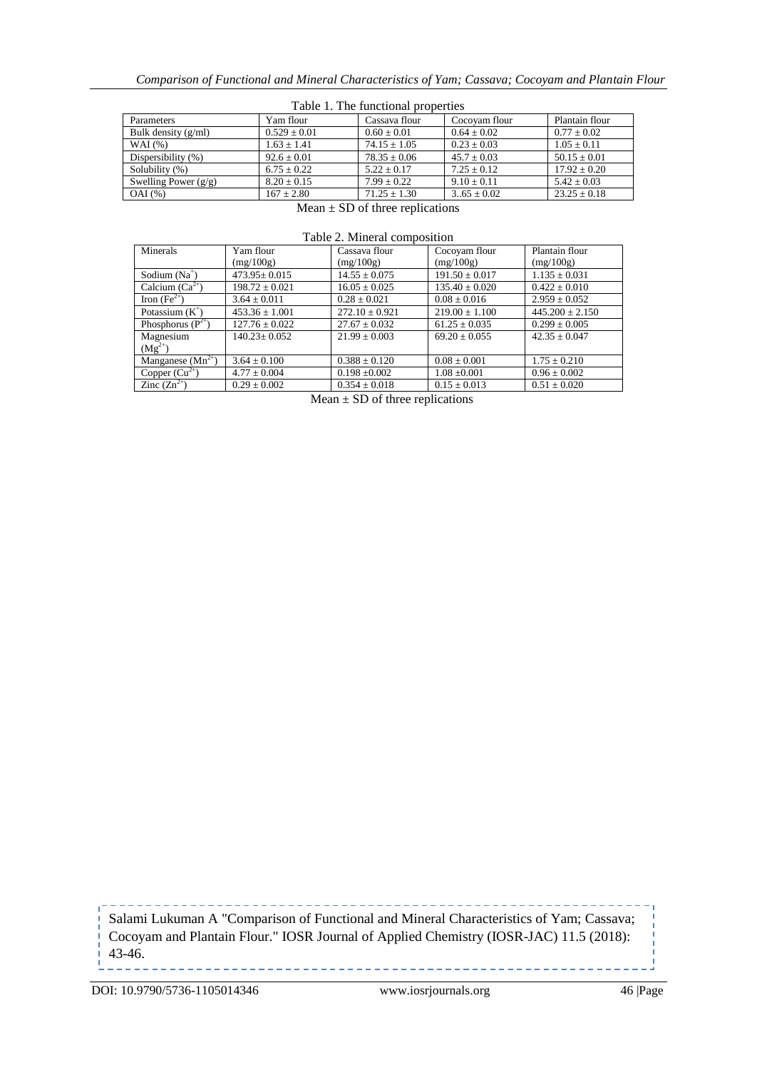Table 1. The functional properties

| Parameters | Yam flour | Cassava flour | Cocoyam flour | Plantain flour |
|---|---|---|---|---|
| Bulk density (g/ml) | 0.529 ± 0.01 | 0.60 ± 0.01 | 0.64 ± 0.02 | 0.77 ± 0.02 |
| WAI (%) | 1.63 ± 1.41 | 74.15 ± 1.05 | 0.23 ± 0.03 | 1.05 ± 0.11 |
| Dispersibility (%) | 92.6 ± 0.01 | 78.35 ± 0.06 | 45.7 ± 0.03 | 50.15 ± 0.01 |
| Solubility (%) | 6.75 ± 0.22 | 5.22 ± 0.17 | 7.25 ± 0.12 | 17.92 ± 0.20 |
| Swelling Power (g/g) | 8.20 ± 0.15 | 7.99 ± 0.22 | 9.10 ± 0.11 | 5.42 ± 0.03 |
| OAI (%) | 167 ± 2.80 | 71.25 ± 1.30 | 3..65 ± 0.02 | 23.25 ± 0.18 |

Mean ± SD of three replications

Table 2. Mineral composition

| Minerals | Yam flour (mg/100g) | Cassava flour (mg/100g) | Cocoyam flour (mg/100g) | Plantain flour (mg/100g) |
|---|---|---|---|---|
| Sodium ($Na^{+}$) | 473.95± 0.015 | 14.55 ± 0.075 | 191.50 ± 0.017 | 1.135 ± 0.031 |
| Calcium ($Ca^{2+}$) | 198.72 ± 0.021 | 16.05 ± 0.025 | 135.40 ± 0.020 | 0.422 ± 0.010 |
| Iron ($Fe^{2+}$) | 3.64 ± 0.011 | 0.28 ± 0.021 | 0.08 ± 0.016 | 2.959 ± 0.052 |
| Potassium ($K^{+}$) | 453.36 ± 1.001 | 272.10 ± 0.921 | 219.00 ± 1.100 | 445.200 ± 2.150 |
| Phosphorus ($P^{2+}$) | 127.76 ± 0.022 | 27.67 ± 0.032 | 61.25 ± 0.035 | 0.299 ± 0.005 |
| Magnesium ($Mg^{2+}$) | 140.23± 0.052 | 21.99 ± 0.003 | 69.20 ± 0.055 | 42.35 ± 0.047 |
| Manganese ($Mn^{2+}$) | 3.64 ± 0.100 | 0.388 ± 0.120 | 0.08 ± 0.001 | 1.75 ± 0.210 |
| Copper ($Cu^{2+}$) | 4.77 ± 0.004 | 0.198 ±0.002 | 1.08 ±0.001 | 0.96 ± 0.002 |
| Zinc ($Zn^{2+}$) | 0.29 ± 0.002 | 0.354 ± 0.018 | 0.15 ± 0.013 | 0.51 ± 0.020 |

Mean ± SD of three replications

Salami Lukuman A "Comparison of Functional and Mineral Characteristics of Yam; Cassava; Cocoyam and Plantain Flour." IOSR Journal of Applied Chemistry (IOSR-JAC) 11.5 (2018): 43-46.